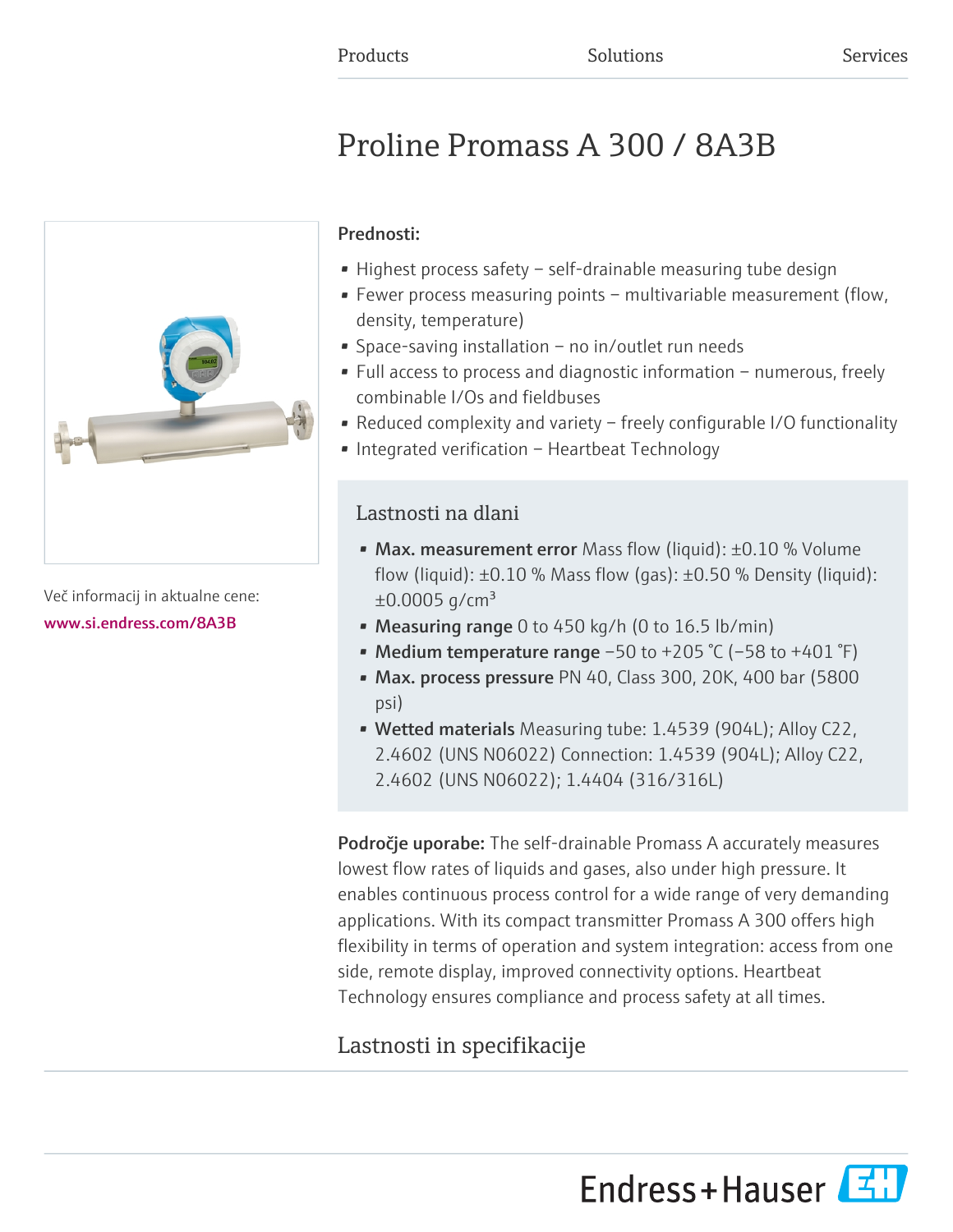Products Solutions Services

# Proline Promass A 300 / 8A3B

Več informacij in aktualne cene:
www.si.endress.com/8A3B

**Prednosti:**

- Highest process safety – self-drainable measuring tube design
- Fewer process measuring points – multivariable measurement (flow, density, temperature)
- Space-saving installation – no in/outlet run needs
- Full access to process and diagnostic information – numerous, freely combinable I/Os and fieldbuses
- Reduced complexity and variety – freely configurable I/O functionality
- Integrated verification – Heartbeat Technology

## Lastnosti na dlani

- **Max. measurement error** Mass flow (liquid): ±0.10 % Volume flow (liquid): ±0.10 % Mass flow (gas): ±0.50 % Density (liquid): ±0.0005 g/cm³
- **Measuring range** 0 to 450 kg/h (0 to 16.5 lb/min)
- **Medium temperature range** −50 to +205 °C (−58 to +401 °F)
- **Max. process pressure** PN 40, Class 300, 20K, 400 bar (5800 psi)
- **Wetted materials** Measuring tube: 1.4539 (904L); Alloy C22, 2.4602 (UNS N06022) Connection: 1.4539 (904L); Alloy C22, 2.4602 (UNS N06022); 1.4404 (316/316L)

**Področje uporabe:** The self-drainable Promass A accurately measures lowest flow rates of liquids and gases, also under high pressure. It enables continuous process control for a wide range of very demanding applications. With its compact transmitter Promass A 300 offers high flexibility in terms of operation and system integration: access from one side, remote display, improved connectivity options. Heartbeat Technology ensures compliance and process safety at all times.

## Lastnosti in specifikacije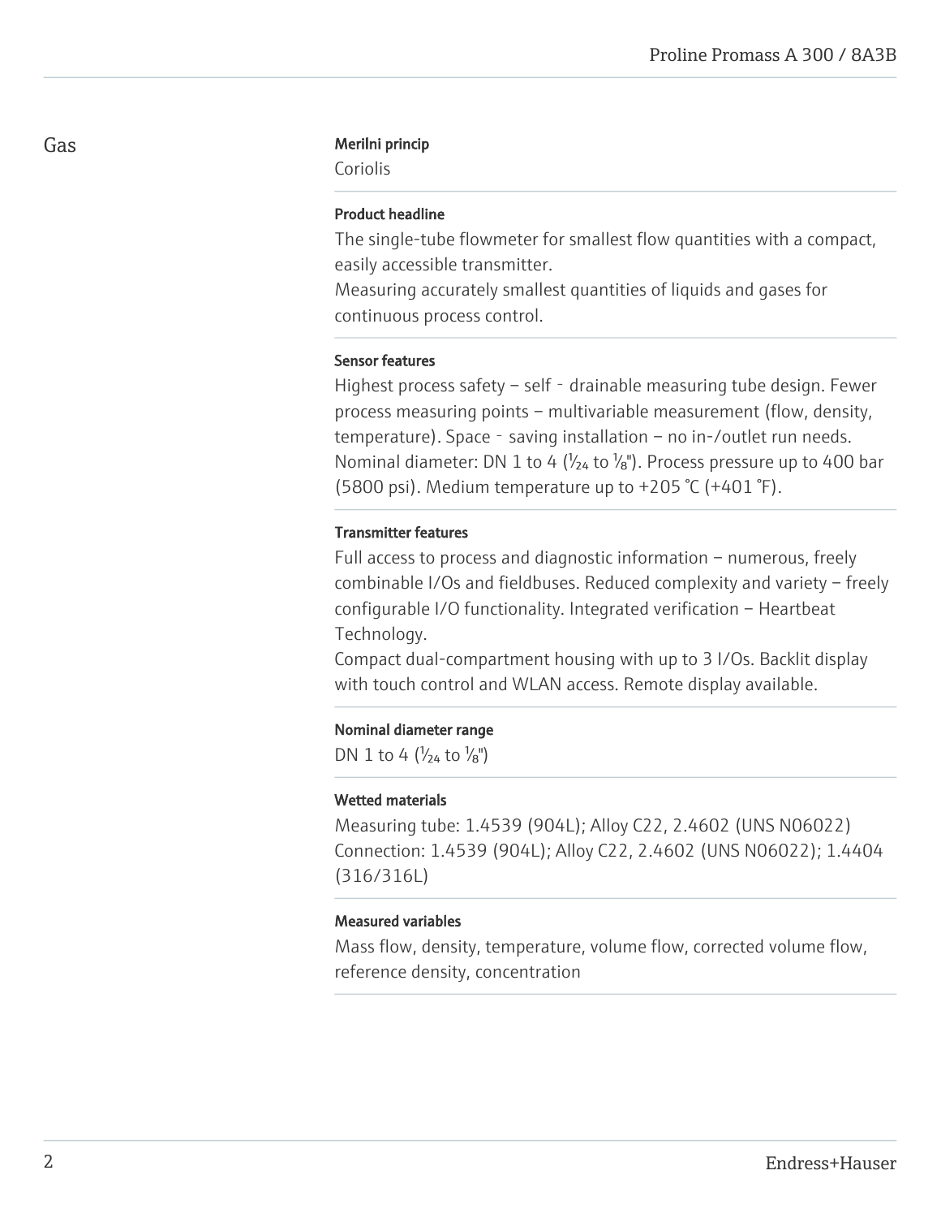## Gas

### Merilni princip

Coriolis

### Product headline

The single-tube flowmeter for smallest flow quantities with a compact, easily accessible transmitter.
Measuring accurately smallest quantities of liquids and gases for continuous process control.

### Sensor features

Highest process safety – self - drainable measuring tube design. Fewer process measuring points – multivariable measurement (flow, density, temperature). Space - saving installation – no in-/outlet run needs. Nominal diameter: DN 1 to 4 (1⁄24 to 1⁄8"). Process pressure up to 400 bar (5800 psi). Medium temperature up to +205 °C (+401 °F).

### Transmitter features

Full access to process and diagnostic information – numerous, freely combinable I/Os and fieldbuses. Reduced complexity and variety – freely configurable I/O functionality. Integrated verification – Heartbeat Technology.
Compact dual-compartment housing with up to 3 I/Os. Backlit display with touch control and WLAN access. Remote display available.

### Nominal diameter range

DN 1 to 4 (1⁄24 to 1⁄8")

### Wetted materials

Measuring tube: 1.4539 (904L); Alloy C22, 2.4602 (UNS N06022)
Connection: 1.4539 (904L); Alloy C22, 2.4602 (UNS N06022); 1.4404 (316/316L)

### Measured variables

Mass flow, density, temperature, volume flow, corrected volume flow, reference density, concentration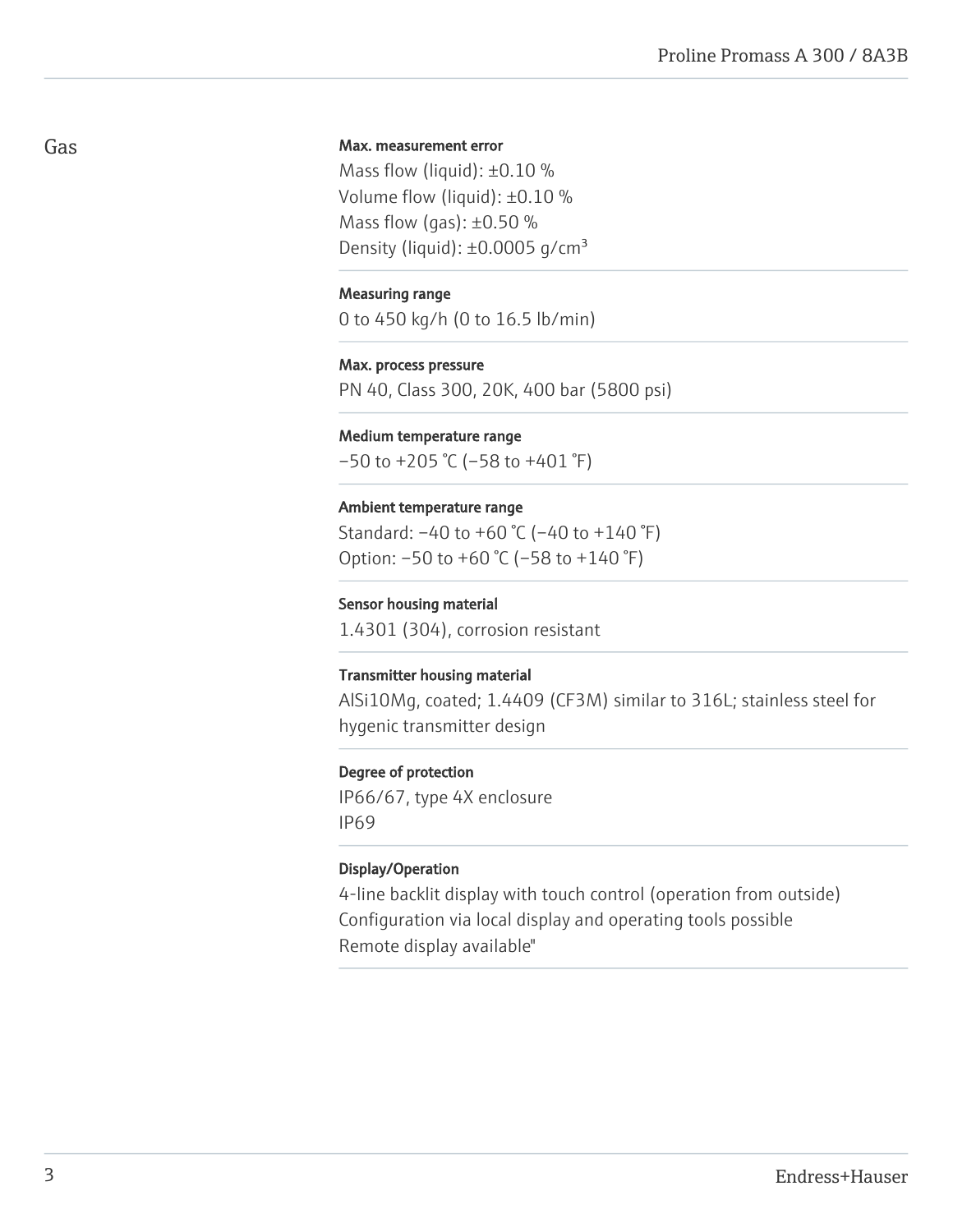## Gas

**Max. measurement error**

Mass flow (liquid): ±0.10 %
Volume flow (liquid): ±0.10 %
Mass flow (gas): ±0.50 %
Density (liquid): ±0.0005 g/cm³

**Measuring range**

0 to 450 kg/h (0 to 16.5 lb/min)

**Max. process pressure**

PN 40, Class 300, 20K, 400 bar (5800 psi)

**Medium temperature range**

–50 to +205 °C (–58 to +401 °F)

**Ambient temperature range**

Standard: –40 to +60 °C (–40 to +140 °F)
Option: –50 to +60 °C (–58 to +140 °F)

**Sensor housing material**

1.4301 (304), corrosion resistant

**Transmitter housing material**

AlSi10Mg, coated; 1.4409 (CF3M) similar to 316L; stainless steel for hygenic transmitter design

**Degree of protection**

IP66/67, type 4X enclosure
IP69

**Display/Operation**

4-line backlit display with touch control (operation from outside)
Configuration via local display and operating tools possible
Remote display available"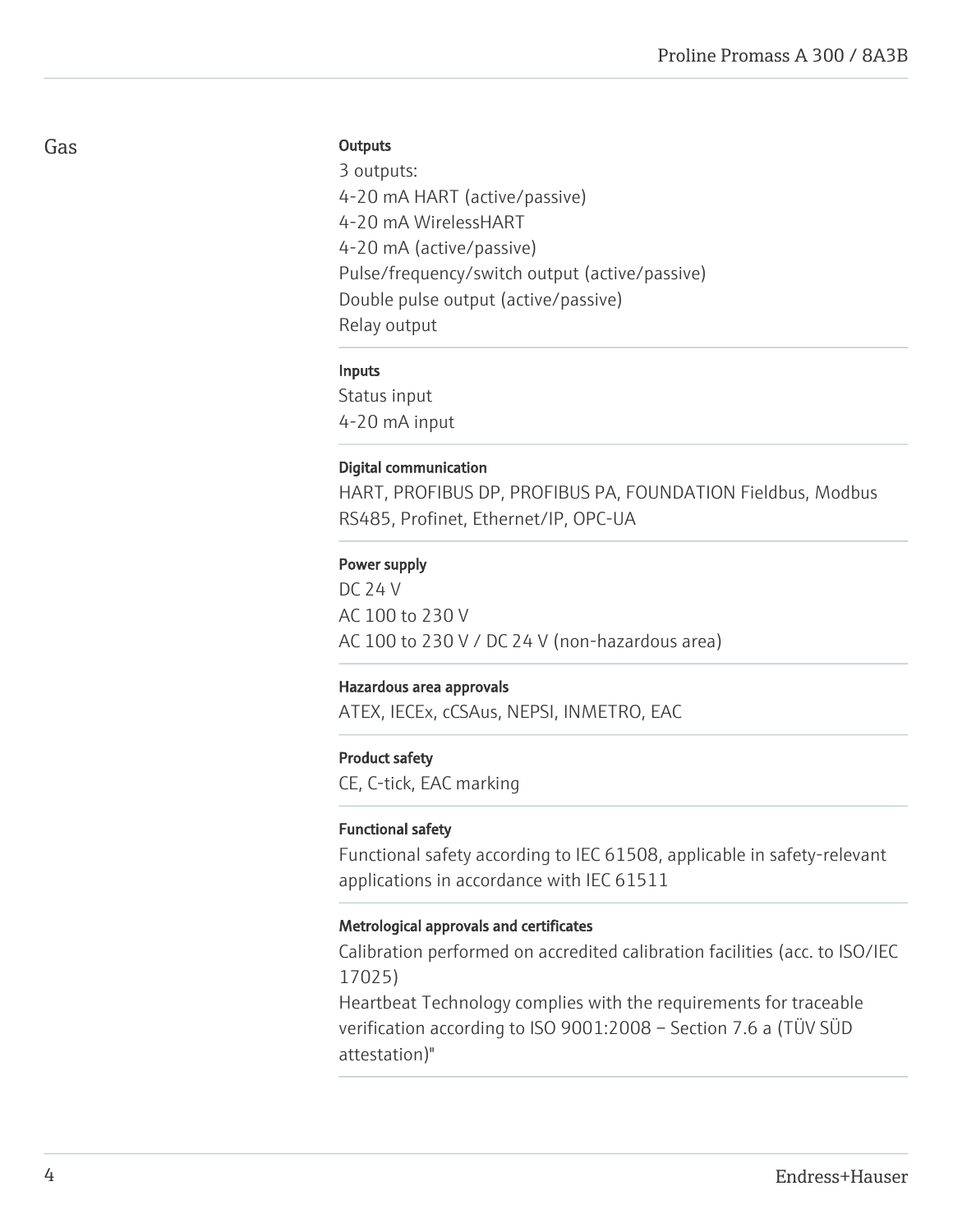## Gas

**Outputs**

3 outputs:
4-20 mA HART (active/passive)
4-20 mA WirelessHART
4-20 mA (active/passive)
Pulse/frequency/switch output (active/passive)
Double pulse output (active/passive)
Relay output

**Inputs**

Status input
4-20 mA input

**Digital communication**

HART, PROFIBUS DP, PROFIBUS PA, FOUNDATION Fieldbus, Modbus RS485, Profinet, Ethernet/IP, OPC-UA

**Power supply**

DC 24 V
AC 100 to 230 V
AC 100 to 230 V / DC 24 V (non-hazardous area)

**Hazardous area approvals**

ATEX, IECEx, cCSAus, NEPSI, INMETRO, EAC

**Product safety**

CE, C-tick, EAC marking

**Functional safety**

Functional safety according to IEC 61508, applicable in safety-relevant applications in accordance with IEC 61511

**Metrological approvals and certificates**

Calibration performed on accredited calibration facilities (acc. to ISO/IEC 17025)
Heartbeat Technology complies with the requirements for traceable verification according to ISO 9001:2008 – Section 7.6 a (TÜV SÜD attestation)"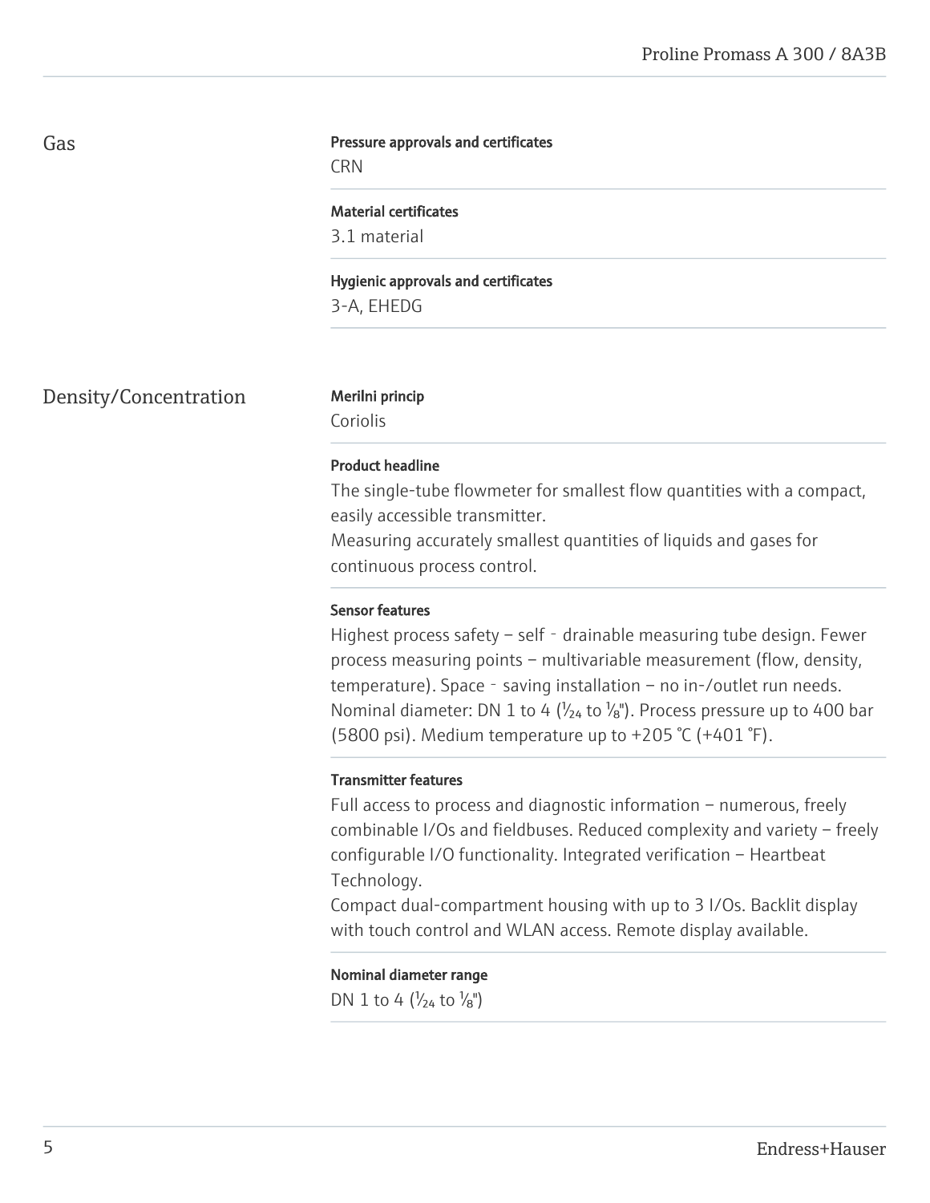## Gas

**Pressure approvals and certificates**

CRN

**Material certificates**

3.1 material

**Hygienic approvals and certificates**

3-A, EHEDG

## Density/Concentration

**Merilni princip**

Coriolis

**Product headline**

The single-tube flowmeter for smallest flow quantities with a compact, easily accessible transmitter.
Measuring accurately smallest quantities of liquids and gases for continuous process control.

**Sensor features**

Highest process safety – self - drainable measuring tube design. Fewer process measuring points – multivariable measurement (flow, density, temperature). Space - saving installation – no in-/outlet run needs. Nominal diameter: DN 1 to 4 ($\frac{1}{24}$ to $\frac{1}{8}$"). Process pressure up to 400 bar (5800 psi). Medium temperature up to +205 °C (+401 °F).

**Transmitter features**

Full access to process and diagnostic information – numerous, freely combinable I/Os and fieldbuses. Reduced complexity and variety – freely configurable I/O functionality. Integrated verification – Heartbeat Technology.
Compact dual-compartment housing with up to 3 I/Os. Backlit display with touch control and WLAN access. Remote display available.

**Nominal diameter range**

DN 1 to 4 ($\frac{1}{24}$ to $\frac{1}{8}$")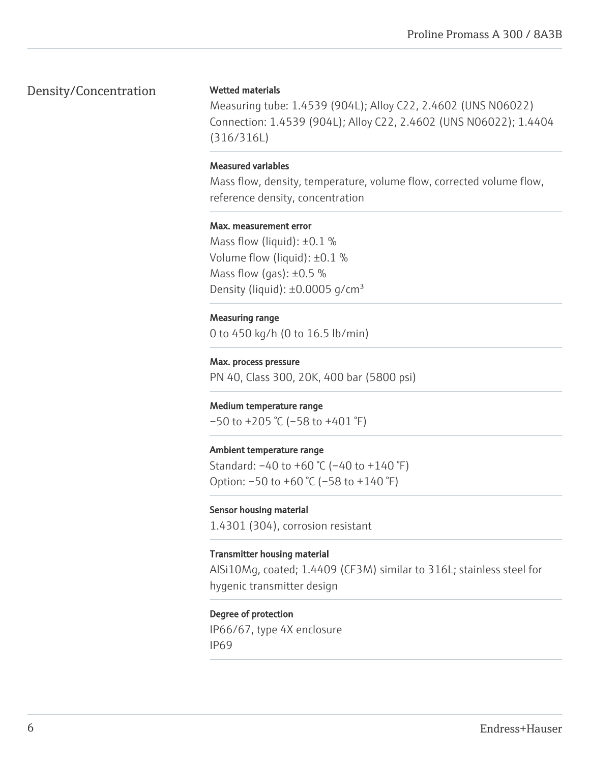## Density/Concentration

**Wetted materials**

Measuring tube: 1.4539 (904L); Alloy C22, 2.4602 (UNS N06022)
Connection: 1.4539 (904L); Alloy C22, 2.4602 (UNS N06022); 1.4404 (316/316L)

**Measured variables**

Mass flow, density, temperature, volume flow, corrected volume flow, reference density, concentration

**Max. measurement error**

Mass flow (liquid): ±0.1 %
Volume flow (liquid): ±0.1 %
Mass flow (gas): ±0.5 %
Density (liquid): ±0.0005 g/cm³

**Measuring range**

0 to 450 kg/h (0 to 16.5 lb/min)

**Max. process pressure**

PN 40, Class 300, 20K, 400 bar (5800 psi)

**Medium temperature range**

–50 to +205 °C (–58 to +401 °F)

**Ambient temperature range**

Standard: –40 to +60 °C (–40 to +140 °F)
Option: –50 to +60 °C (–58 to +140 °F)

**Sensor housing material**

1.4301 (304), corrosion resistant

**Transmitter housing material**

AlSi10Mg, coated; 1.4409 (CF3M) similar to 316L; stainless steel for hygenic transmitter design

**Degree of protection**

IP66/67, type 4X enclosure
IP69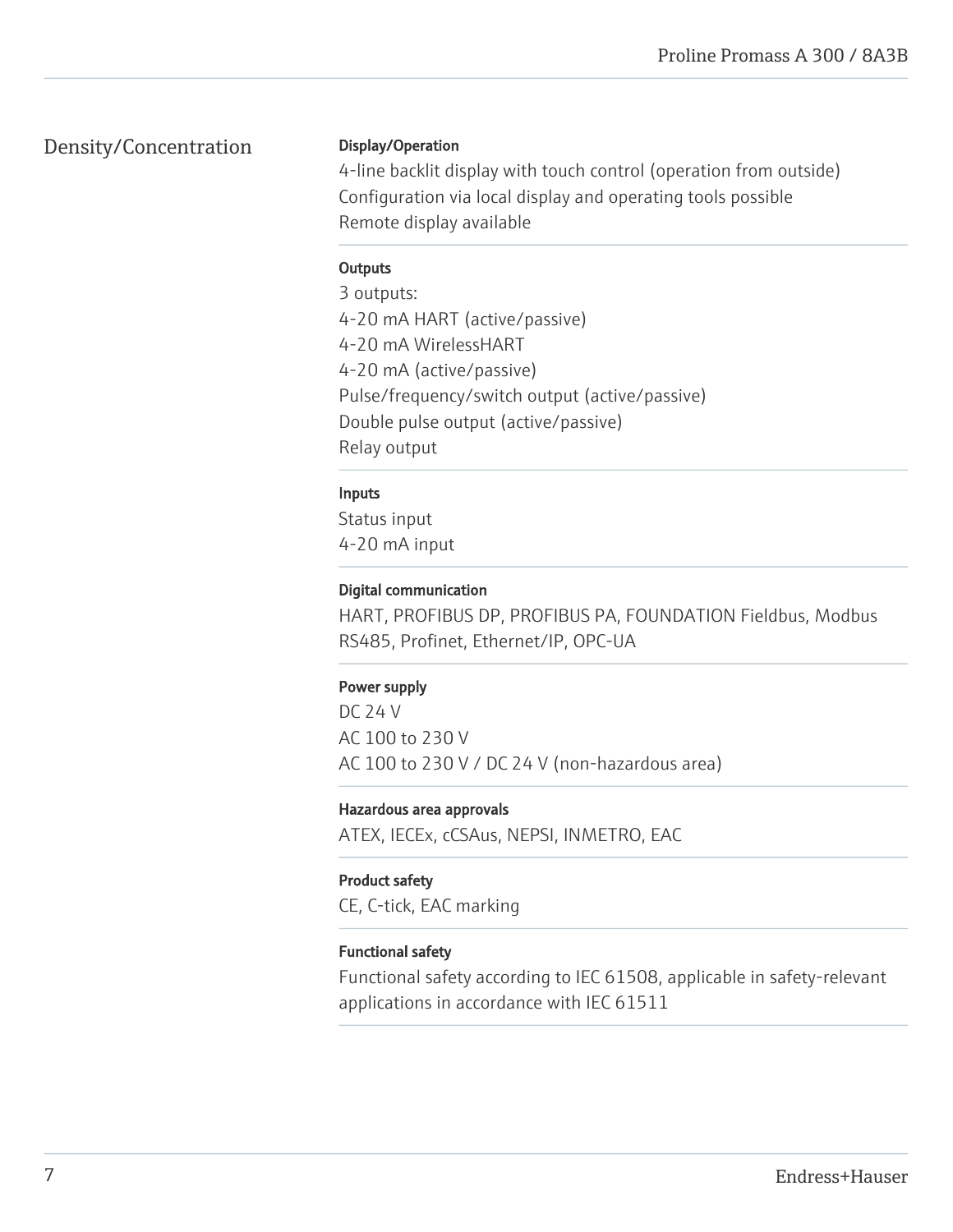## Density/Concentration

**Display/Operation**

4-line backlit display with touch control (operation from outside)
Configuration via local display and operating tools possible
Remote display available

**Outputs**

3 outputs:
4-20 mA HART (active/passive)
4-20 mA WirelessHART
4-20 mA (active/passive)
Pulse/frequency/switch output (active/passive)
Double pulse output (active/passive)
Relay output

**Inputs**

Status input
4-20 mA input

**Digital communication**

HART, PROFIBUS DP, PROFIBUS PA, FOUNDATION Fieldbus, Modbus RS485, Profinet, Ethernet/IP, OPC-UA

**Power supply**

DC 24 V
AC 100 to 230 V
AC 100 to 230 V / DC 24 V (non-hazardous area)

**Hazardous area approvals**

ATEX, IECEx, cCSAus, NEPSI, INMETRO, EAC

**Product safety**

CE, C-tick, EAC marking

**Functional safety**

Functional safety according to IEC 61508, applicable in safety-relevant applications in accordance with IEC 61511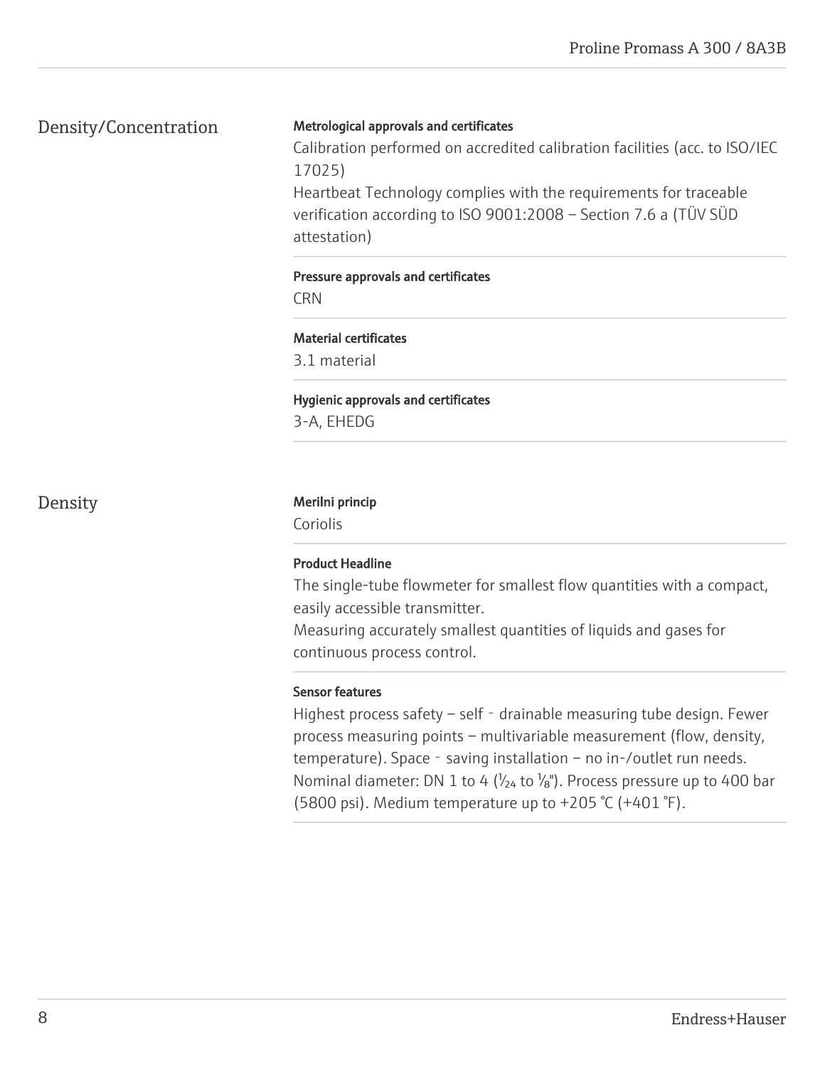## Density/Concentration

**Metrological approvals and certificates**

Calibration performed on accredited calibration facilities (acc. to ISO/IEC 17025)
Heartbeat Technology complies with the requirements for traceable verification according to ISO 9001:2008 – Section 7.6 a (TÜV SÜD attestation)

**Pressure approvals and certificates**

CRN

**Material certificates**

3.1 material

**Hygienic approvals and certificates**

3-A, EHEDG

## Density

**Merilni princip**

Coriolis

**Product Headline**

The single-tube flowmeter for smallest flow quantities with a compact, easily accessible transmitter.
Measuring accurately smallest quantities of liquids and gases for continuous process control.

**Sensor features**

Highest process safety – self‐drainable measuring tube design. Fewer process measuring points – multivariable measurement (flow, density, temperature). Space‐saving installation – no in-/outlet run needs. Nominal diameter: DN 1 to 4 ($\frac{1}{24}$ to $\frac{1}{8}$"). Process pressure up to 400 bar (5800 psi). Medium temperature up to +205 °C (+401 °F).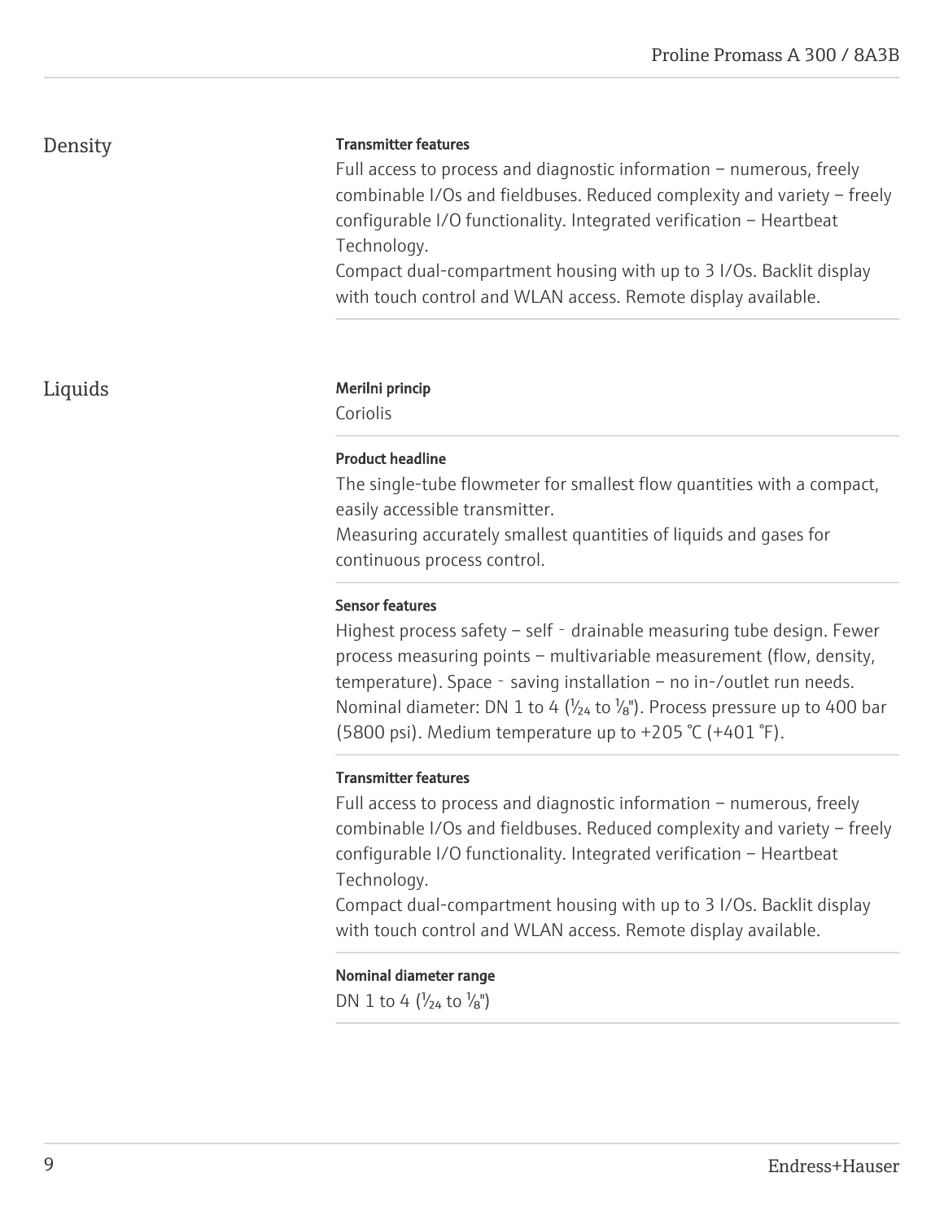## Density

**Transmitter features**

Full access to process and diagnostic information – numerous, freely combinable I/Os and fieldbuses. Reduced complexity and variety – freely configurable I/O functionality. Integrated verification – Heartbeat Technology.
Compact dual-compartment housing with up to 3 I/Os. Backlit display with touch control and WLAN access. Remote display available.

## Liquids

**Merilni princip**

Coriolis

**Product headline**

The single-tube flowmeter for smallest flow quantities with a compact, easily accessible transmitter.
Measuring accurately smallest quantities of liquids and gases for continuous process control.

**Sensor features**

Highest process safety – self‐drainable measuring tube design. Fewer process measuring points – multivariable measurement (flow, density, temperature). Space‐saving installation – no in-/outlet run needs. Nominal diameter: DN 1 to 4 (1⁄24 to 1⁄8"). Process pressure up to 400 bar (5800 psi). Medium temperature up to +205 °C (+401 °F).

**Transmitter features**

Full access to process and diagnostic information – numerous, freely combinable I/Os and fieldbuses. Reduced complexity and variety – freely configurable I/O functionality. Integrated verification – Heartbeat Technology.
Compact dual-compartment housing with up to 3 I/Os. Backlit display with touch control and WLAN access. Remote display available.

**Nominal diameter range**

DN 1 to 4 (1⁄24 to 1⁄8")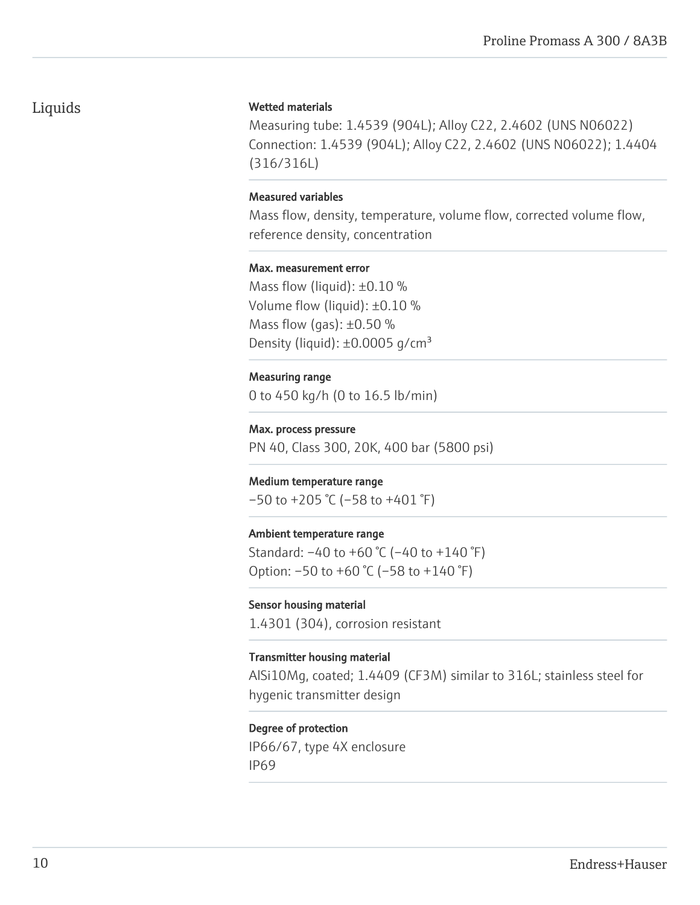## Liquids

**Wetted materials**

Measuring tube: 1.4539 (904L); Alloy C22, 2.4602 (UNS N06022)
Connection: 1.4539 (904L); Alloy C22, 2.4602 (UNS N06022); 1.4404 (316/316L)

**Measured variables**

Mass flow, density, temperature, volume flow, corrected volume flow, reference density, concentration

**Max. measurement error**

Mass flow (liquid): ±0.10 %
Volume flow (liquid): ±0.10 %
Mass flow (gas): ±0.50 %
Density (liquid): ±0.0005 g/cm³

**Measuring range**

0 to 450 kg/h (0 to 16.5 lb/min)

**Max. process pressure**

PN 40, Class 300, 20K, 400 bar (5800 psi)

**Medium temperature range**

–50 to +205 °C (–58 to +401 °F)

**Ambient temperature range**

Standard: –40 to +60 °C (–40 to +140 °F)
Option: –50 to +60 °C (–58 to +140 °F)

**Sensor housing material**

1.4301 (304), corrosion resistant

**Transmitter housing material**

AlSi10Mg, coated; 1.4409 (CF3M) similar to 316L; stainless steel for hygenic transmitter design

**Degree of protection**

IP66/67, type 4X enclosure
IP69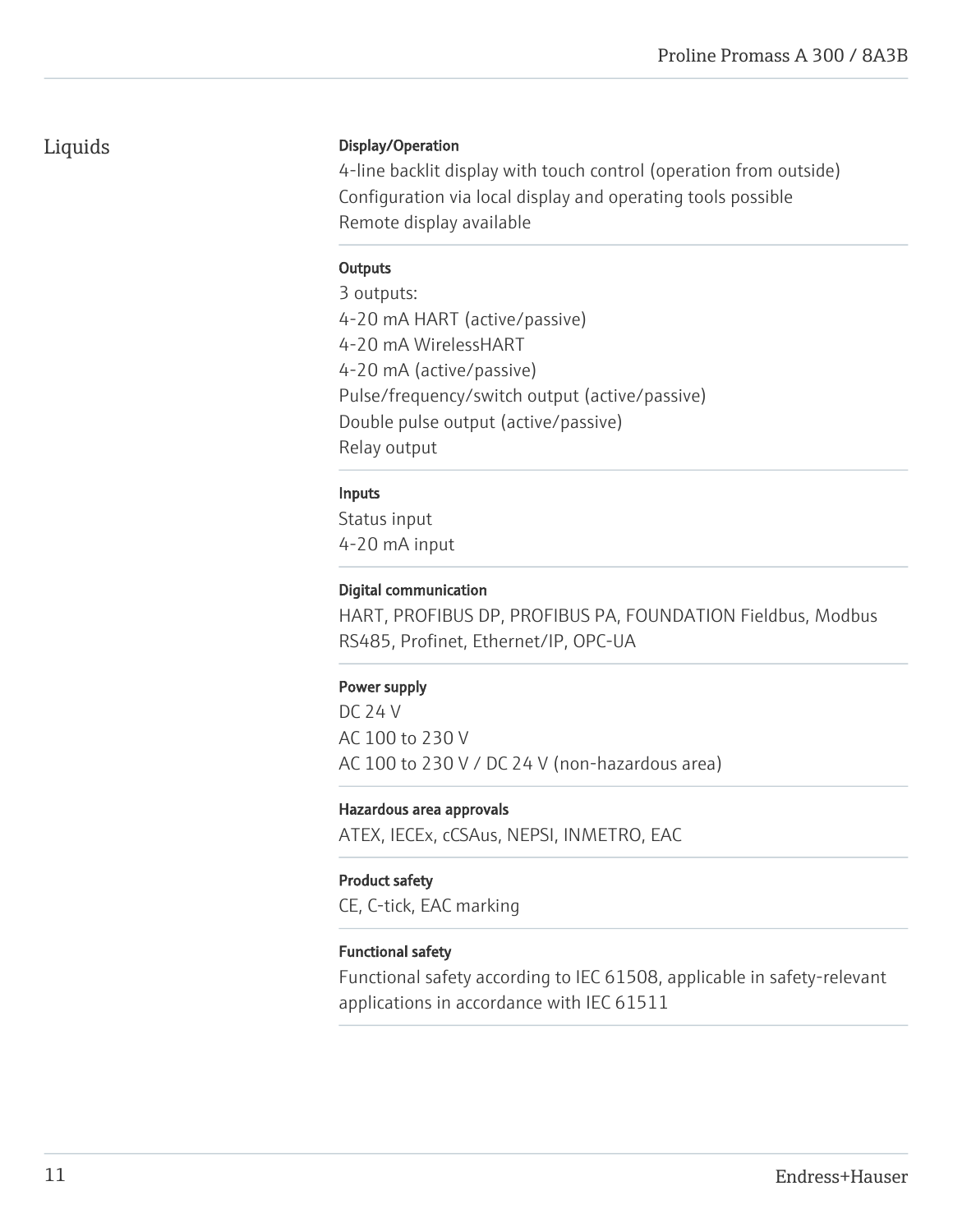## Liquids

**Display/Operation**

4-line backlit display with touch control (operation from outside)
Configuration via local display and operating tools possible
Remote display available

**Outputs**

3 outputs:
4-20 mA HART (active/passive)
4-20 mA WirelessHART
4-20 mA (active/passive)
Pulse/frequency/switch output (active/passive)
Double pulse output (active/passive)
Relay output

**Inputs**

Status input
4-20 mA input

**Digital communication**

HART, PROFIBUS DP, PROFIBUS PA, FOUNDATION Fieldbus, Modbus RS485, Profinet, Ethernet/IP, OPC-UA

**Power supply**

DC 24 V
AC 100 to 230 V
AC 100 to 230 V / DC 24 V (non-hazardous area)

**Hazardous area approvals**

ATEX, IECEx, cCSAus, NEPSI, INMETRO, EAC

**Product safety**

CE, C-tick, EAC marking

**Functional safety**

Functional safety according to IEC 61508, applicable in safety-relevant applications in accordance with IEC 61511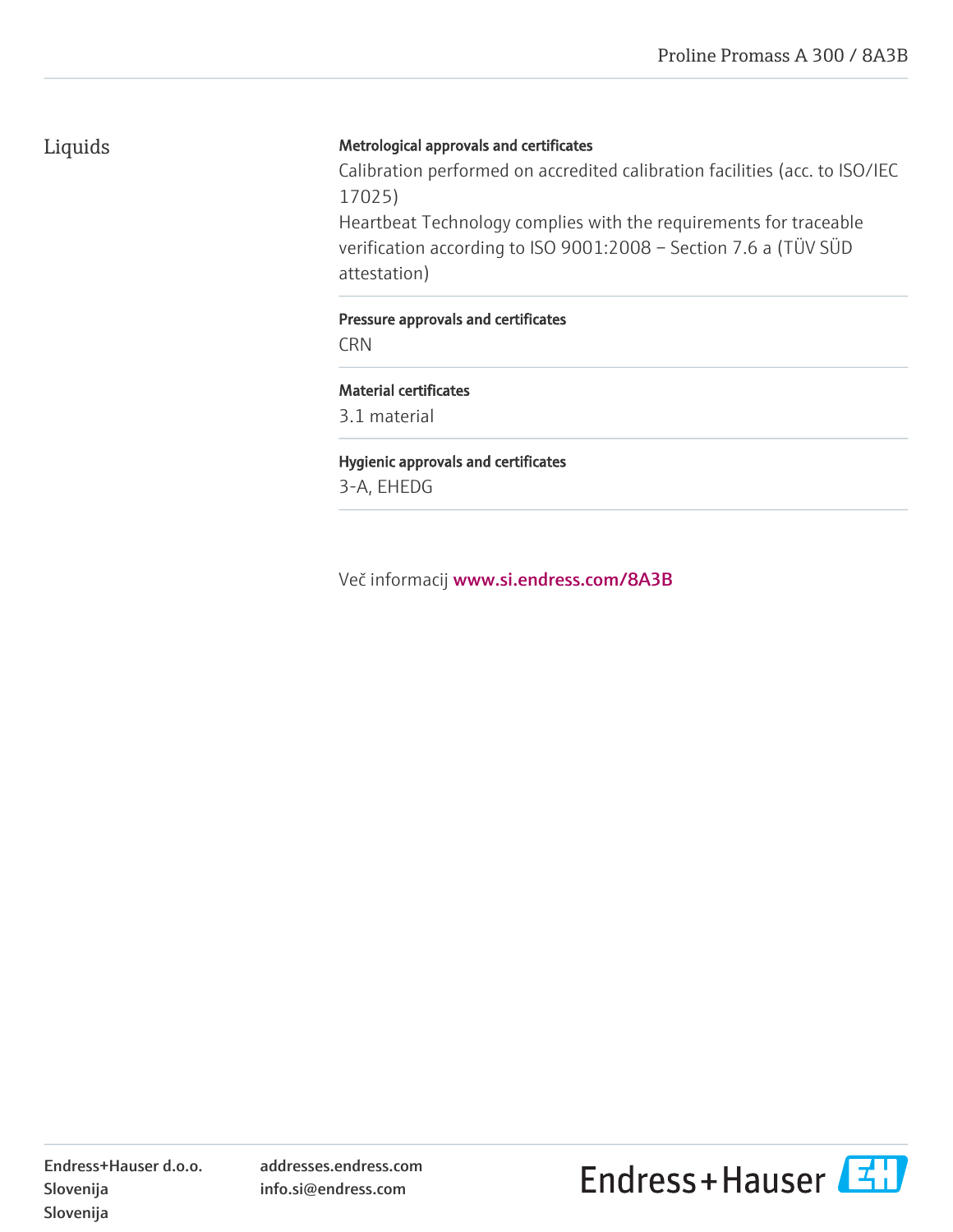## Liquids

**Metrological approvals and certificates**

Calibration performed on accredited calibration facilities (acc. to ISO/IEC 17025)

Heartbeat Technology complies with the requirements for traceable verification according to ISO 9001:2008 – Section 7.6 a (TÜV SÜD attestation)

**Pressure approvals and certificates**

CRN

**Material certificates**

3.1 material

**Hygienic approvals and certificates**

3-A, EHEDG

Več informacij **www.si.endress.com/8A3B**

Endress+Hauser d.o.o.
Slovenija
Slovenija

addresses.endress.com
info.si@endress.com